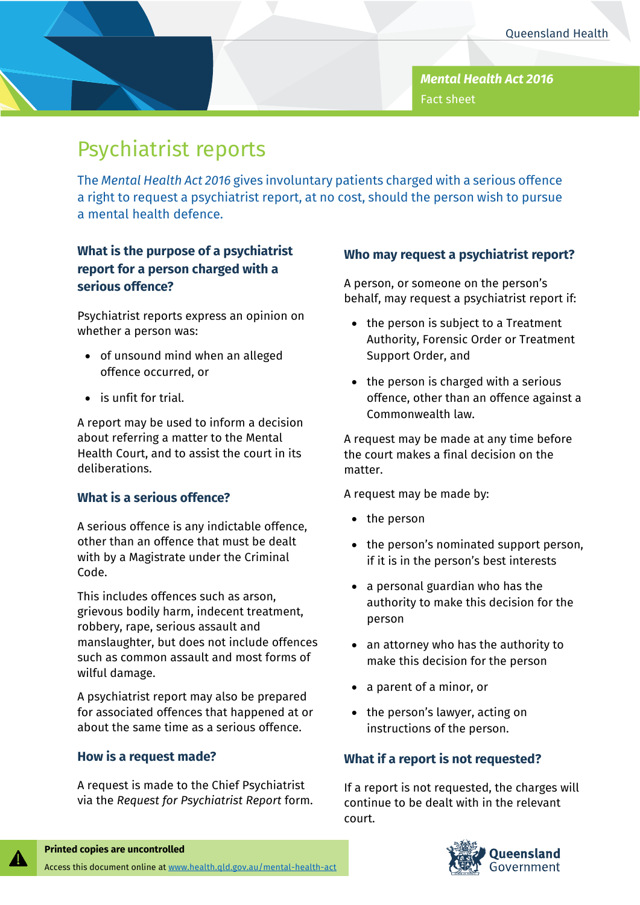*Mental Health Act 2016*
Fact sheet

# Psychiatrist reports

The *Mental Health Act 2016* gives involuntary patients charged with a serious offence a right to request a psychiatrist report, at no cost, should the person wish to pursue a mental health defence.

## What is the purpose of a psychiatrist report for a person charged with a serious offence?

Psychiatrist reports express an opinion on whether a person was:

- of unsound mind when an alleged offence occurred, or
- is unfit for trial.

A report may be used to inform a decision about referring a matter to the Mental Health Court, and to assist the court in its deliberations.

## What is a serious offence?

A serious offence is any indictable offence, other than an offence that must be dealt with by a Magistrate under the Criminal Code.

This includes offences such as arson, grievous bodily harm, indecent treatment, robbery, rape, serious assault and manslaughter, but does not include offences such as common assault and most forms of wilful damage.

A psychiatrist report may also be prepared for associated offences that happened at or about the same time as a serious offence.

## How is a request made?

A request is made to the Chief Psychiatrist via the *Request for Psychiatrist Report* form.

## Who may request a psychiatrist report?

A person, or someone on the person's behalf, may request a psychiatrist report if:

- the person is subject to a Treatment Authority, Forensic Order or Treatment Support Order, and
- the person is charged with a serious offence, other than an offence against a Commonwealth law.

A request may be made at any time before the court makes a final decision on the matter.

A request may be made by:

- the person
- the person's nominated support person, if it is in the person's best interests
- a personal guardian who has the authority to make this decision for the person
- an attorney who has the authority to make this decision for the person
- a parent of a minor, or
- the person's lawyer, acting on instructions of the person.

## What if a report is not requested?

If a report is not requested, the charges will continue to be dealt with in the relevant court.

**Printed copies are uncontrolled**

Access this document online at www.health.qld.gov.au/mental-health-act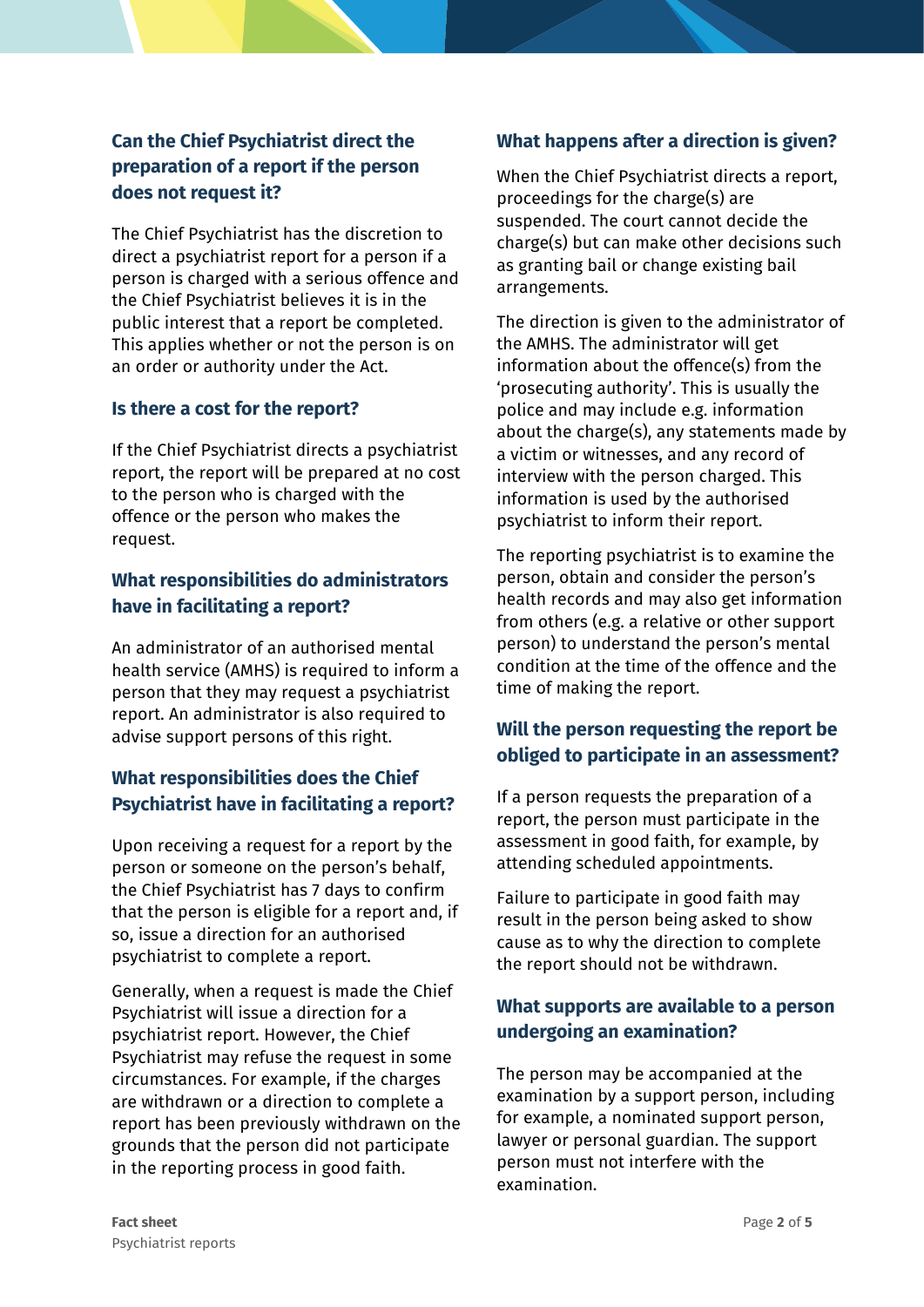## Can the Chief Psychiatrist direct the preparation of a report if the person does not request it?

The Chief Psychiatrist has the discretion to direct a psychiatrist report for a person if a person is charged with a serious offence and the Chief Psychiatrist believes it is in the public interest that a report be completed. This applies whether or not the person is on an order or authority under the Act.

## Is there a cost for the report?

If the Chief Psychiatrist directs a psychiatrist report, the report will be prepared at no cost to the person who is charged with the offence or the person who makes the request.

## What responsibilities do administrators have in facilitating a report?

An administrator of an authorised mental health service (AMHS) is required to inform a person that they may request a psychiatrist report. An administrator is also required to advise support persons of this right.

## What responsibilities does the Chief Psychiatrist have in facilitating a report?

Upon receiving a request for a report by the person or someone on the person's behalf, the Chief Psychiatrist has 7 days to confirm that the person is eligible for a report and, if so, issue a direction for an authorised psychiatrist to complete a report.

Generally, when a request is made the Chief Psychiatrist will issue a direction for a psychiatrist report. However, the Chief Psychiatrist may refuse the request in some circumstances. For example, if the charges are withdrawn or a direction to complete a report has been previously withdrawn on the grounds that the person did not participate in the reporting process in good faith.

## What happens after a direction is given?

When the Chief Psychiatrist directs a report, proceedings for the charge(s) are suspended. The court cannot decide the charge(s) but can make other decisions such as granting bail or change existing bail arrangements.

The direction is given to the administrator of the AMHS. The administrator will get information about the offence(s) from the 'prosecuting authority'. This is usually the police and may include e.g. information about the charge(s), any statements made by a victim or witnesses, and any record of interview with the person charged. This information is used by the authorised psychiatrist to inform their report.

The reporting psychiatrist is to examine the person, obtain and consider the person's health records and may also get information from others (e.g. a relative or other support person) to understand the person's mental condition at the time of the offence and the time of making the report.

## Will the person requesting the report be obliged to participate in an assessment?

If a person requests the preparation of a report, the person must participate in the assessment in good faith, for example, by attending scheduled appointments.

Failure to participate in good faith may result in the person being asked to show cause as to why the direction to complete the report should not be withdrawn.

## What supports are available to a person undergoing an examination?

The person may be accompanied at the examination by a support person, including for example, a nominated support person, lawyer or personal guardian. The support person must not interfere with the examination.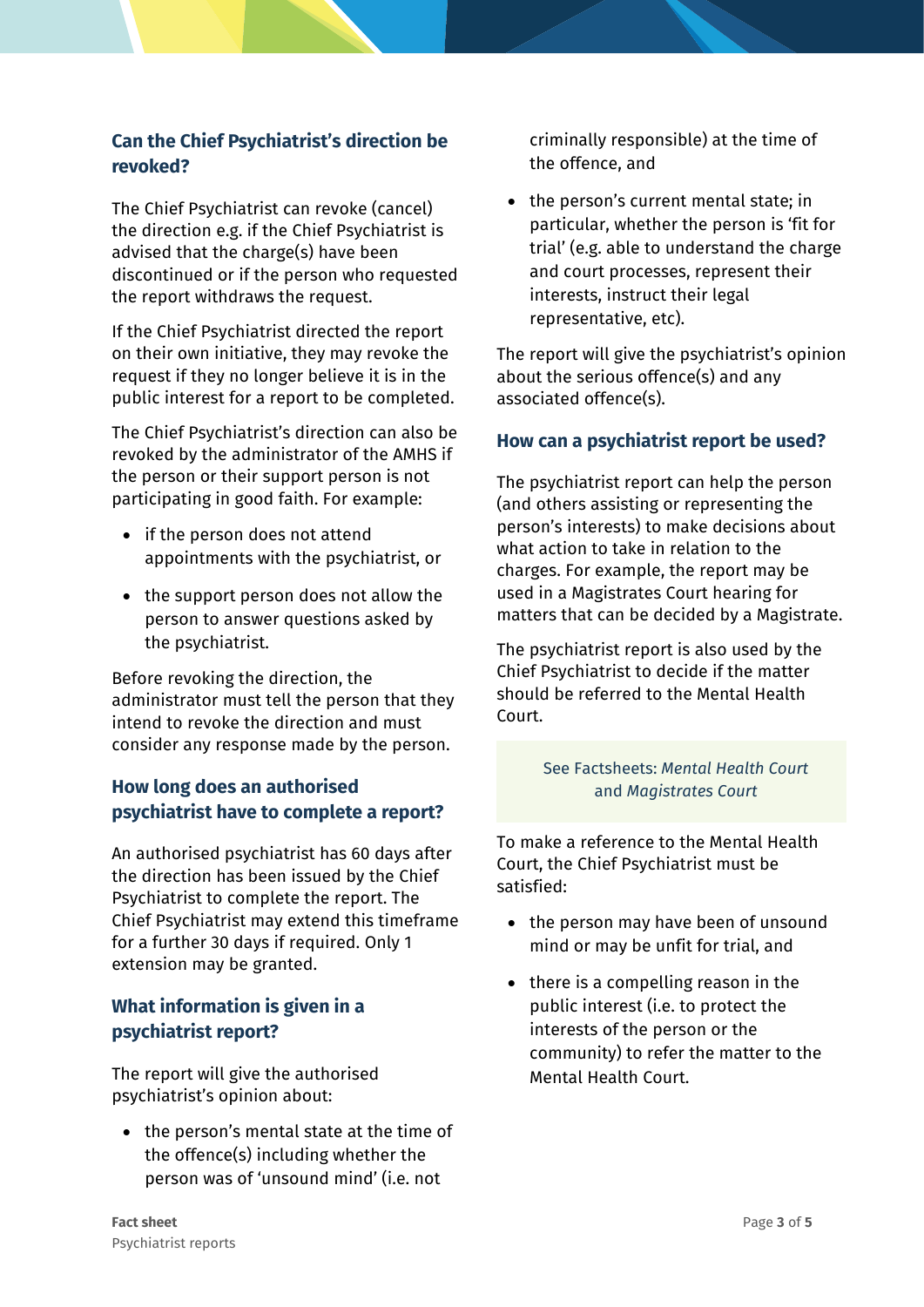## Can the Chief Psychiatrist's direction be revoked?

The Chief Psychiatrist can revoke (cancel) the direction e.g. if the Chief Psychiatrist is advised that the charge(s) have been discontinued or if the person who requested the report withdraws the request.

If the Chief Psychiatrist directed the report on their own initiative, they may revoke the request if they no longer believe it is in the public interest for a report to be completed.

The Chief Psychiatrist's direction can also be revoked by the administrator of the AMHS if the person or their support person is not participating in good faith. For example:

- if the person does not attend appointments with the psychiatrist, or
- the support person does not allow the person to answer questions asked by the psychiatrist.

Before revoking the direction, the administrator must tell the person that they intend to revoke the direction and must consider any response made by the person.

## How long does an authorised psychiatrist have to complete a report?

An authorised psychiatrist has 60 days after the direction has been issued by the Chief Psychiatrist to complete the report. The Chief Psychiatrist may extend this timeframe for a further 30 days if required. Only 1 extension may be granted.

## What information is given in a psychiatrist report?

The report will give the authorised psychiatrist's opinion about:

- the person's mental state at the time of the offence(s) including whether the person was of 'unsound mind' (i.e. not criminally responsible) at the time of the offence, and
- the person's current mental state; in particular, whether the person is 'fit for trial' (e.g. able to understand the charge and court processes, represent their interests, instruct their legal representative, etc).

The report will give the psychiatrist's opinion about the serious offence(s) and any associated offence(s).

## How can a psychiatrist report be used?

The psychiatrist report can help the person (and others assisting or representing the person's interests) to make decisions about what action to take in relation to the charges. For example, the report may be used in a Magistrates Court hearing for matters that can be decided by a Magistrate.

The psychiatrist report is also used by the Chief Psychiatrist to decide if the matter should be referred to the Mental Health Court.

See Factsheets: *Mental Health Court* and *Magistrates Court*

To make a reference to the Mental Health Court, the Chief Psychiatrist must be satisfied:

- the person may have been of unsound mind or may be unfit for trial, and
- there is a compelling reason in the public interest (i.e. to protect the interests of the person or the community) to refer the matter to the Mental Health Court.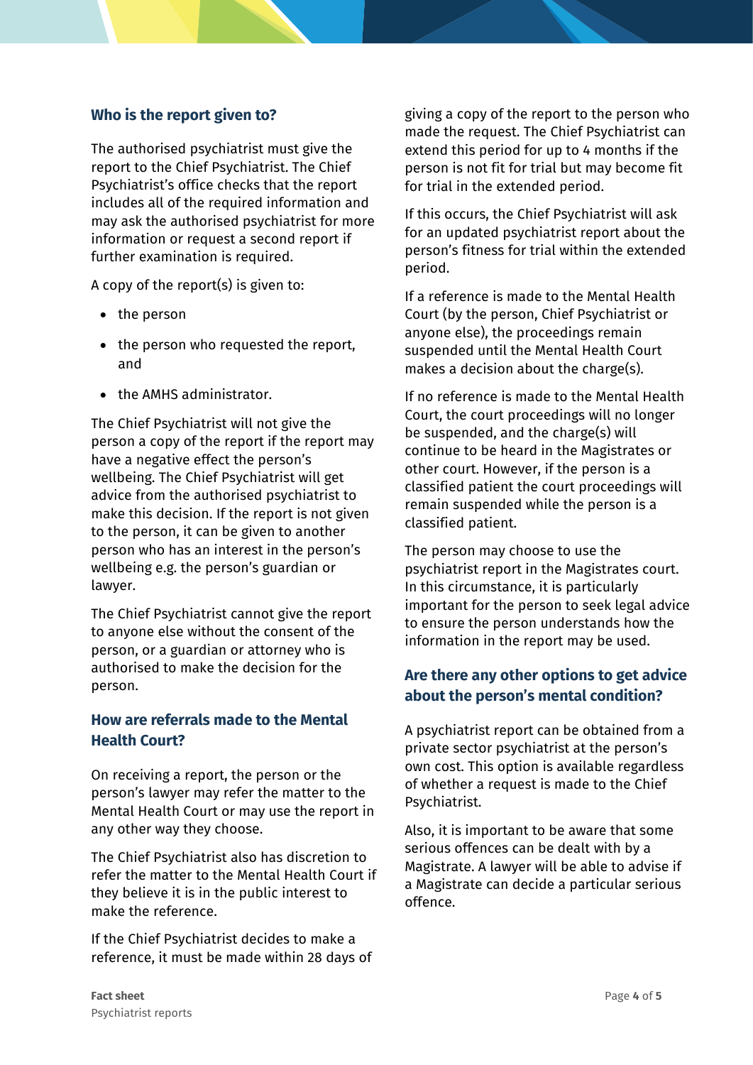## Who is the report given to?

The authorised psychiatrist must give the report to the Chief Psychiatrist. The Chief Psychiatrist's office checks that the report includes all of the required information and may ask the authorised psychiatrist for more information or request a second report if further examination is required.

A copy of the report(s) is given to:

- the person
- the person who requested the report, and
- the AMHS administrator.

The Chief Psychiatrist will not give the person a copy of the report if the report may have a negative effect the person's wellbeing. The Chief Psychiatrist will get advice from the authorised psychiatrist to make this decision. If the report is not given to the person, it can be given to another person who has an interest in the person's wellbeing e.g. the person's guardian or lawyer.

The Chief Psychiatrist cannot give the report to anyone else without the consent of the person, or a guardian or attorney who is authorised to make the decision for the person.

## How are referrals made to the Mental Health Court?

On receiving a report, the person or the person's lawyer may refer the matter to the Mental Health Court or may use the report in any other way they choose.

The Chief Psychiatrist also has discretion to refer the matter to the Mental Health Court if they believe it is in the public interest to make the reference.

If the Chief Psychiatrist decides to make a reference, it must be made within 28 days of giving a copy of the report to the person who made the request. The Chief Psychiatrist can extend this period for up to 4 months if the person is not fit for trial but may become fit for trial in the extended period.

If this occurs, the Chief Psychiatrist will ask for an updated psychiatrist report about the person's fitness for trial within the extended period.

If a reference is made to the Mental Health Court (by the person, Chief Psychiatrist or anyone else), the proceedings remain suspended until the Mental Health Court makes a decision about the charge(s).

If no reference is made to the Mental Health Court, the court proceedings will no longer be suspended, and the charge(s) will continue to be heard in the Magistrates or other court. However, if the person is a classified patient the court proceedings will remain suspended while the person is a classified patient.

The person may choose to use the psychiatrist report in the Magistrates court. In this circumstance, it is particularly important for the person to seek legal advice to ensure the person understands how the information in the report may be used.

## Are there any other options to get advice about the person's mental condition?

A psychiatrist report can be obtained from a private sector psychiatrist at the person's own cost. This option is available regardless of whether a request is made to the Chief Psychiatrist.

Also, it is important to be aware that some serious offences can be dealt with by a Magistrate. A lawyer will be able to advise if a Magistrate can decide a particular serious offence.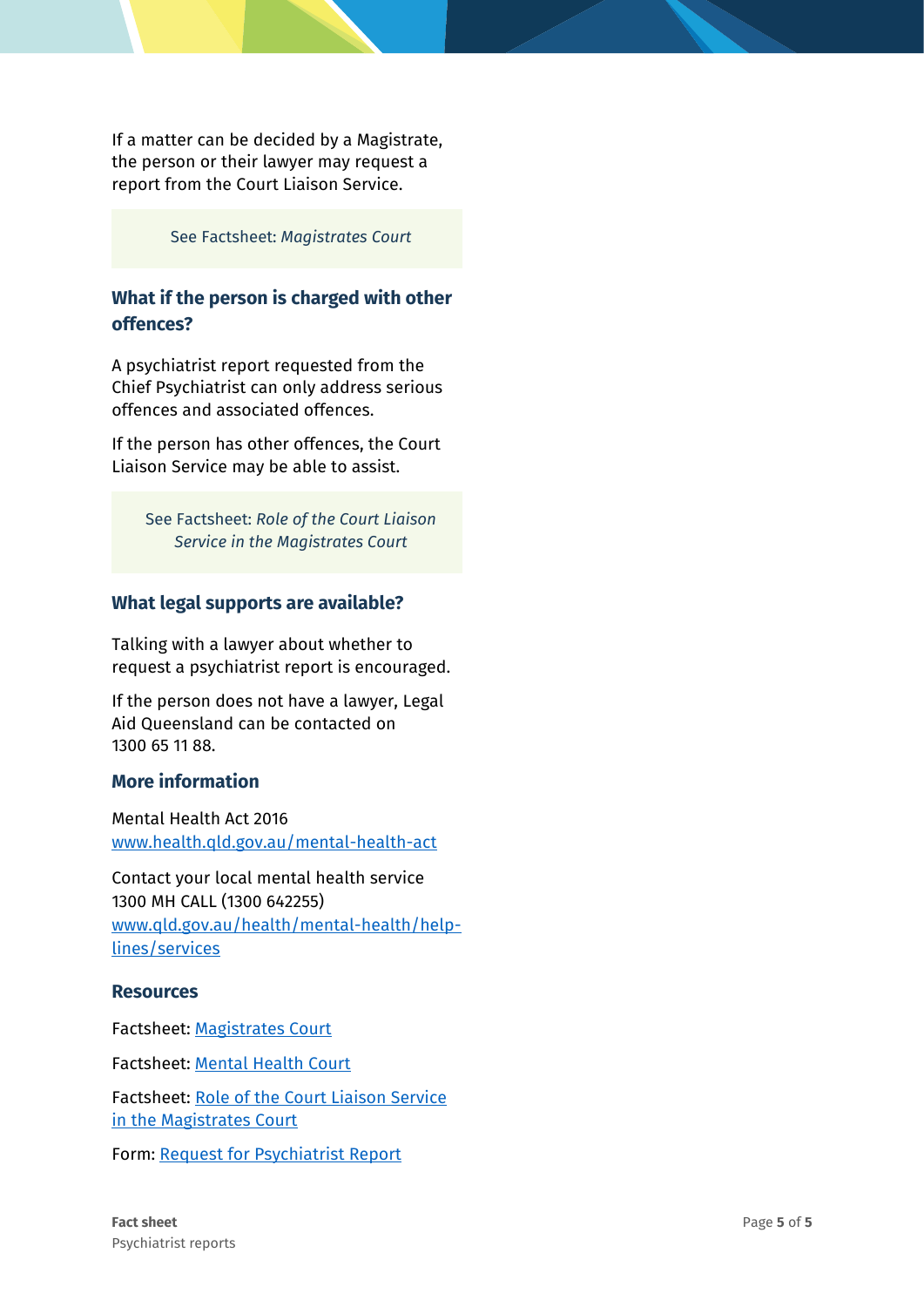If a matter can be decided by a Magistrate, the person or their lawyer may request a report from the Court Liaison Service.

See Factsheet: *Magistrates Court*

## What if the person is charged with other offences?

A psychiatrist report requested from the Chief Psychiatrist can only address serious offences and associated offences.

If the person has other offences, the Court Liaison Service may be able to assist.

See Factsheet: *Role of the Court Liaison Service in the Magistrates Court*

## What legal supports are available?

Talking with a lawyer about whether to request a psychiatrist report is encouraged.

If the person does not have a lawyer, Legal Aid Queensland can be contacted on 1300 65 11 88.

## More information

Mental Health Act 2016
www.health.qld.gov.au/mental-health-act

Contact your local mental health service
1300 MH CALL (1300 642255)
www.qld.gov.au/health/mental-health/help-lines/services

## Resources

Factsheet: Magistrates Court

Factsheet: Mental Health Court

Factsheet: Role of the Court Liaison Service in the Magistrates Court

Form: Request for Psychiatrist Report